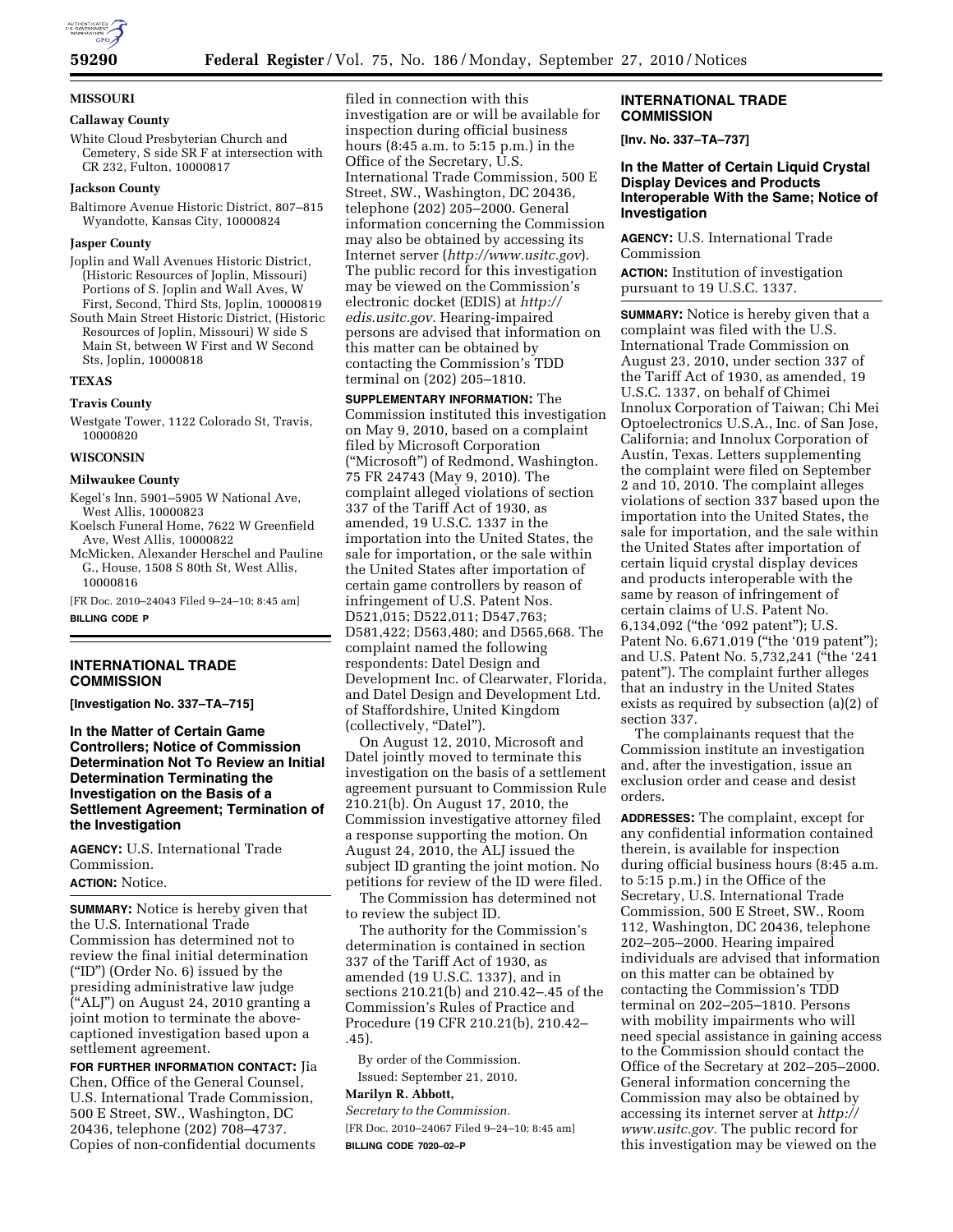## MISSOURI

### Callaway County

White Cloud Presbyterian Church and Cemetery, S side SR F at intersection with CR 232, Fulton, 10000817

### Jackson County

Baltimore Avenue Historic District, 807–815 Wyandotte, Kansas City, 10000824

### Jasper County

Joplin and Wall Avenues Historic District, (Historic Resources of Joplin, Missouri) Portions of S. Joplin and Wall Aves, W First, Second, Third Sts, Joplin, 10000819

South Main Street Historic District, (Historic Resources of Joplin, Missouri) W side S Main St, between W First and W Second Sts, Joplin, 10000818

## TEXAS

### Travis County

Westgate Tower, 1122 Colorado St, Travis, 10000820

## WISCONSIN

### Milwaukee County

Kegel's Inn, 5901–5905 W National Ave, West Allis, 10000823

Koelsch Funeral Home, 7622 W Greenfield Ave, West Allis, 10000822

McMicken, Alexander Herschel and Pauline G., House, 1508 S 80th St, West Allis, 10000816

[FR Doc. 2010–24043 Filed 9–24–10; 8:45 am]

**BILLING CODE P**

---

# INTERNATIONAL TRADE COMMISSION

**[Investigation No. 337–TA–715]**

## In the Matter of Certain Game Controllers; Notice of Commission Determination Not To Review an Initial Determination Terminating the Investigation on the Basis of a Settlement Agreement; Termination of the Investigation

**AGENCY:** U.S. International Trade Commission.

**ACTION:** Notice.

**SUMMARY:** Notice is hereby given that the U.S. International Trade Commission has determined not to review the final initial determination ("ID") (Order No. 6) issued by the presiding administrative law judge ("ALJ") on August 24, 2010 granting a joint motion to terminate the above-captioned investigation based upon a settlement agreement.

**FOR FURTHER INFORMATION CONTACT:** Jia Chen, Office of the General Counsel, U.S. International Trade Commission, 500 E Street, SW., Washington, DC 20436, telephone (202) 708–4737. Copies of non-confidential documents filed in connection with this investigation are or will be available for inspection during official business hours (8:45 a.m. to 5:15 p.m.) in the Office of the Secretary, U.S. International Trade Commission, 500 E Street, SW., Washington, DC 20436, telephone (202) 205–2000. General information concerning the Commission may also be obtained by accessing its Internet server (*http://www.usitc.gov*). The public record for this investigation may be viewed on the Commission's electronic docket (EDIS) at *http://edis.usitc.gov*. Hearing-impaired persons are advised that information on this matter can be obtained by contacting the Commission's TDD terminal on (202) 205–1810.

**SUPPLEMENTARY INFORMATION:** The Commission instituted this investigation on May 9, 2010, based on a complaint filed by Microsoft Corporation ("Microsoft") of Redmond, Washington. 75 FR 24743 (May 9, 2010). The complaint alleged violations of section 337 of the Tariff Act of 1930, as amended, 19 U.S.C. 1337 in the importation into the United States, the sale for importation, or the sale within the United States after importation of certain game controllers by reason of infringement of U.S. Patent Nos. D521,015; D522,011; D547,763; D581,422; D563,480; and D565,668. The complaint named the following respondents: Datel Design and Development Inc. of Clearwater, Florida, and Datel Design and Development Ltd. of Staffordshire, United Kingdom (collectively, "Datel").

On August 12, 2010, Microsoft and Datel jointly moved to terminate this investigation on the basis of a settlement agreement pursuant to Commission Rule 210.21(b). On August 17, 2010, the Commission investigative attorney filed a response supporting the motion. On August 24, 2010, the ALJ issued the subject ID granting the joint motion. No petitions for review of the ID were filed.

The Commission has determined not to review the subject ID.

The authority for the Commission's determination is contained in section 337 of the Tariff Act of 1930, as amended (19 U.S.C. 1337), and in sections 210.21(b) and 210.42–.45 of the Commission's Rules of Practice and Procedure (19 CFR 210.21(b), 210.42–.45).

By order of the Commission.

Issued: September 21, 2010.

**Marilyn R. Abbott,**

*Secretary to the Commission.*

[FR Doc. 2010–24067 Filed 9–24–10; 8:45 am]

**BILLING CODE 7020–02–P**

---

# INTERNATIONAL TRADE COMMISSION

**[Inv. No. 337–TA–737]**

## In the Matter of Certain Liquid Crystal Display Devices and Products Interoperable With the Same; Notice of Investigation

**AGENCY:** U.S. International Trade Commission

**ACTION:** Institution of investigation pursuant to 19 U.S.C. 1337.

**SUMMARY:** Notice is hereby given that a complaint was filed with the U.S. International Trade Commission on August 23, 2010, under section 337 of the Tariff Act of 1930, as amended, 19 U.S.C. 1337, on behalf of Chimei Innolux Corporation of Taiwan; Chi Mei Optoelectronics U.S.A., Inc. of San Jose, California; and Innolux Corporation of Austin, Texas. Letters supplementing the complaint were filed on September 2 and 10, 2010. The complaint alleges violations of section 337 based upon the importation into the United States, the sale for importation, and the sale within the United States after importation of certain liquid crystal display devices and products interoperable with the same by reason of infringement of certain claims of U.S. Patent No. 6,134,092 ("the '092 patent"); U.S. Patent No. 6,671,019 ("the '019 patent"); and U.S. Patent No. 5,732,241 ("the '241 patent"). The complaint further alleges that an industry in the United States exists as required by subsection (a)(2) of section 337.

The complainants request that the Commission institute an investigation and, after the investigation, issue an exclusion order and cease and desist orders.

**ADDRESSES:** The complaint, except for any confidential information contained therein, is available for inspection during official business hours (8:45 a.m. to 5:15 p.m.) in the Office of the Secretary, U.S. International Trade Commission, 500 E Street, SW., Room 112, Washington, DC 20436, telephone 202–205–2000. Hearing impaired individuals are advised that information on this matter can be obtained by contacting the Commission's TDD terminal on 202–205–1810. Persons with mobility impairments who will need special assistance in gaining access to the Commission should contact the Office of the Secretary at 202–205–2000. General information concerning the Commission may also be obtained by accessing its internet server at *http://www.usitc.gov*. The public record for this investigation may be viewed on the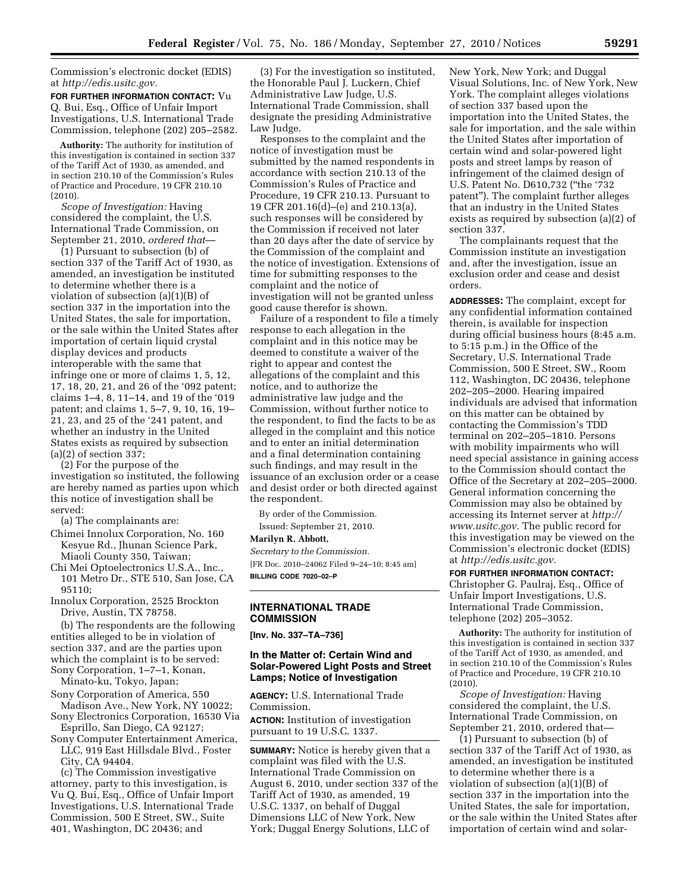Commission's electronic docket (EDIS) at *http://edis.usitc.gov.*

**FOR FURTHER INFORMATION CONTACT:** Vu Q. Bui, Esq., Office of Unfair Import Investigations, U.S. International Trade Commission, telephone (202) 205–2582.

**Authority:** The authority for institution of this investigation is contained in section 337 of the Tariff Act of 1930, as amended, and in section 210.10 of the Commission's Rules of Practice and Procedure, 19 CFR 210.10 (2010).

*Scope of Investigation:* Having considered the complaint, the U.S. International Trade Commission, on September 21, 2010, *ordered that*—

(1) Pursuant to subsection (b) of section 337 of the Tariff Act of 1930, as amended, an investigation be instituted to determine whether there is a violation of subsection (a)(1)(B) of section 337 in the importation into the United States, the sale for importation, or the sale within the United States after importation of certain liquid crystal display devices and products interoperable with the same that infringe one or more of claims 1, 5, 12, 17, 18, 20, 21, and 26 of the '092 patent; claims 1–4, 8, 11–14, and 19 of the '019 patent; and claims 1, 5–7, 9, 10, 16, 19–21, 23, and 25 of the '241 patent, and whether an industry in the United States exists as required by subsection (a)(2) of section 337;

(2) For the purpose of the investigation so instituted, the following are hereby named as parties upon which this notice of investigation shall be served:

(a) The complainants are:

Chimei Innolux Corporation, No. 160 Kesyue Rd., Jhunan Science Park, Miaoli County 350, Taiwan;

Chi Mei Optoelectronics U.S.A., Inc., 101 Metro Dr., STE 510, San Jose, CA 95110;

Innolux Corporation, 2525 Brockton Drive, Austin, TX 78758.

(b) The respondents are the following entities alleged to be in violation of section 337, and are the parties upon which the complaint is to be served:

Sony Corporation, 1–7–1, Konan, Minato-ku, Tokyo, Japan;

Sony Corporation of America, 550 Madison Ave., New York, NY 10022;

Sony Electronics Corporation, 16530 Via Esprillo, San Diego, CA 92127;

Sony Computer Entertainment America, LLC, 919 East Hillsdale Blvd., Foster City, CA 94404.

(c) The Commission investigative attorney, party to this investigation, is Vu Q. Bui, Esq., Office of Unfair Import Investigations, U.S. International Trade Commission, 500 E Street, SW., Suite 401, Washington, DC 20436; and

(3) For the investigation so instituted, the Honorable Paul J. Luckern, Chief Administrative Law Judge, U.S. International Trade Commission, shall designate the presiding Administrative Law Judge.

Responses to the complaint and the notice of investigation must be submitted by the named respondents in accordance with section 210.13 of the Commission's Rules of Practice and Procedure, 19 CFR 210.13. Pursuant to 19 CFR 201.16(d)–(e) and 210.13(a), such responses will be considered by the Commission if received not later than 20 days after the date of service by the Commission of the complaint and the notice of investigation. Extensions of time for submitting responses to the complaint and the notice of investigation will not be granted unless good cause therefor is shown.

Failure of a respondent to file a timely response to each allegation in the complaint and in this notice may be deemed to constitute a waiver of the right to appear and contest the allegations of the complaint and this notice, and to authorize the administrative law judge and the Commission, without further notice to the respondent, to find the facts to be as alleged in the complaint and this notice and to enter an initial determination and a final determination containing such findings, and may result in the issuance of an exclusion order or a cease and desist order or both directed against the respondent.

By order of the Commission.

Issued: September 21, 2010.

**Marilyn R. Abbott,**

*Secretary to the Commission.*

[FR Doc. 2010–24062 Filed 9–24–10; 8:45 am]

**BILLING CODE 7020–02–P**

## INTERNATIONAL TRADE COMMISSION

**[Inv. No. 337–TA–736]**

### In the Matter of: Certain Wind and Solar-Powered Light Posts and Street Lamps; Notice of Investigation

**AGENCY:** U.S. International Trade Commission.

**ACTION:** Institution of investigation pursuant to 19 U.S.C. 1337.

**SUMMARY:** Notice is hereby given that a complaint was filed with the U.S. International Trade Commission on August 6, 2010, under section 337 of the Tariff Act of 1930, as amended, 19 U.S.C. 1337, on behalf of Duggal Dimensions LLC of New York, New York; Duggal Energy Solutions, LLC of New York, New York; and Duggal Visual Solutions, Inc. of New York, New York. The complaint alleges violations of section 337 based upon the importation into the United States, the sale for importation, and the sale within the United States after importation of certain wind and solar-powered light posts and street lamps by reason of infringement of the claimed design of U.S. Patent No. D610,732 ("the '732 patent"). The complaint further alleges that an industry in the United States exists as required by subsection (a)(2) of section 337.

The complainants request that the Commission institute an investigation and, after the investigation, issue an exclusion order and cease and desist orders.

**ADDRESSES:** The complaint, except for any confidential information contained therein, is available for inspection during official business hours (8:45 a.m. to 5:15 p.m.) in the Office of the Secretary, U.S. International Trade Commission, 500 E Street, SW., Room 112, Washington, DC 20436, telephone 202–205–2000. Hearing impaired individuals are advised that information on this matter can be obtained by contacting the Commission's TDD terminal on 202–205–1810. Persons with mobility impairments who will need special assistance in gaining access to the Commission should contact the Office of the Secretary at 202–205–2000. General information concerning the Commission may also be obtained by accessing its Internet server at *http://www.usitc.gov.* The public record for this investigation may be viewed on the Commission's electronic docket (EDIS) at *http://edis.usitc.gov.*

**FOR FURTHER INFORMATION CONTACT:** Christopher G. Paulraj, Esq., Office of Unfair Import Investigations, U.S. International Trade Commission, telephone (202) 205–3052.

**Authority:** The authority for institution of this investigation is contained in section 337 of the Tariff Act of 1930, as amended, and in section 210.10 of the Commission's Rules of Practice and Procedure, 19 CFR 210.10 (2010).

*Scope of Investigation:* Having considered the complaint, the U.S. International Trade Commission, on September 21, 2010, ordered that—

(1) Pursuant to subsection (b) of section 337 of the Tariff Act of 1930, as amended, an investigation be instituted to determine whether there is a violation of subsection (a)(1)(B) of section 337 in the importation into the United States, the sale for importation, or the sale within the United States after importation of certain wind and solar-